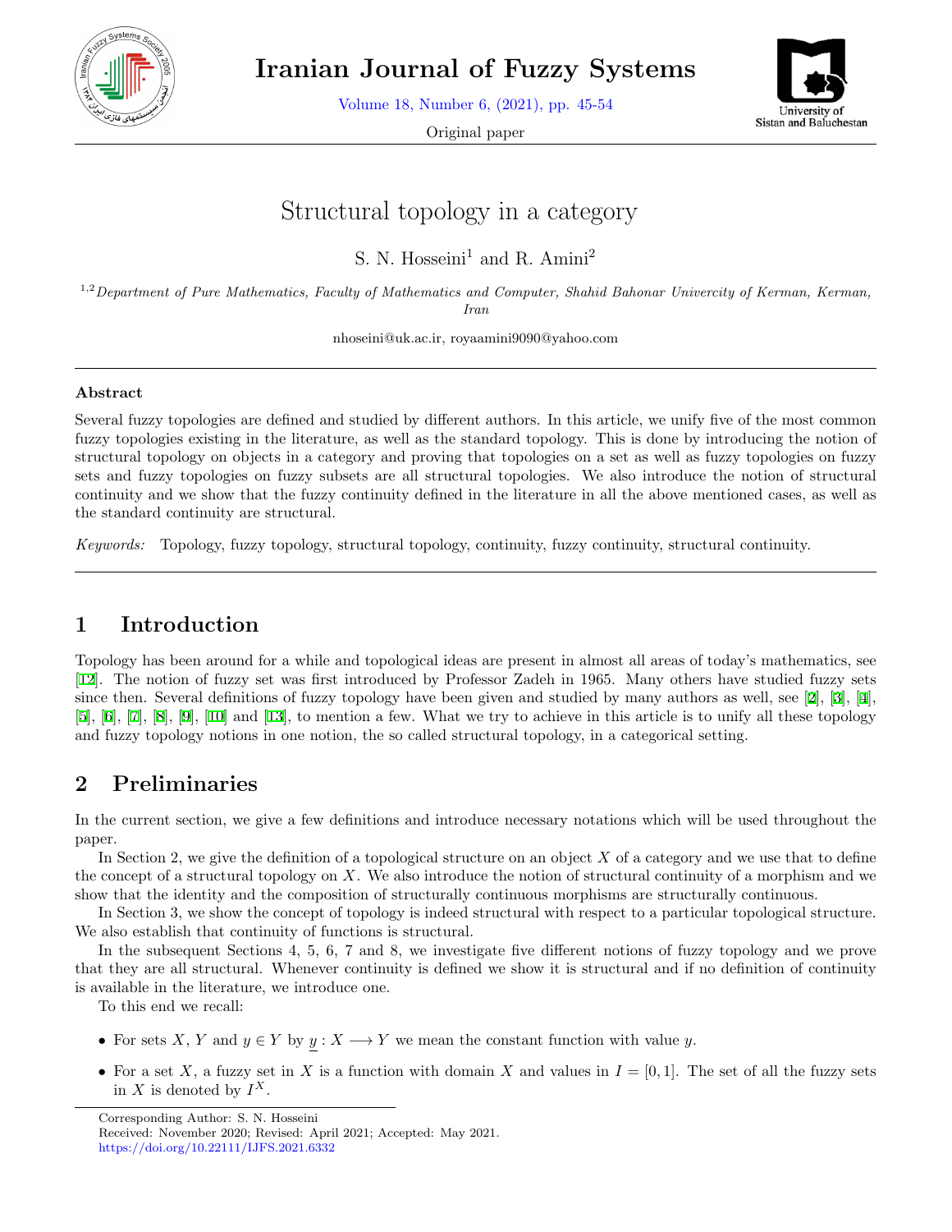# Structural topology in a category

S. N. Hosseini[1] and R. Amini[2]

[1,2]*Department of Pure Mathematics, Faculty of Mathematics and Computer, Shahid Bahonar Univercity of Kerman, Kerman, Iran*

nhoseini@uk.ac.ir, royaamini9090@yahoo.com

---

### Abstract

Several fuzzy topologies are defined and studied by different authors. In this article, we unify five of the most common fuzzy topologies existing in the literature, as well as the standard topology. This is done by introducing the notion of structural topology on objects in a category and proving that topologies on a set as well as fuzzy topologies on fuzzy sets and fuzzy topologies on fuzzy subsets are all structural topologies. We also introduce the notion of structural continuity and we show that the fuzzy continuity defined in the literature in all the above mentioned cases, as well as the standard continuity are structural.

*Keywords:* Topology, fuzzy topology, structural topology, continuity, fuzzy continuity, structural continuity.

---

## 1 Introduction

Topology has been around for a while and topological ideas are present in almost all areas of today's mathematics, see [12]. The notion of fuzzy set was first introduced by Professor Zadeh in 1965. Many others have studied fuzzy sets since then. Several definitions of fuzzy topology have been given and studied by many authors as well, see [2], [3], [4], [5], [6], [7], [8], [9], [10] and [13], to mention a few. What we try to achieve in this article is to unify all these topology and fuzzy topology notions in one notion, the so called structural topology, in a categorical setting.

## 2 Preliminaries

In the current section, we give a few definitions and introduce necessary notations which will be used throughout the paper.

In Section 2, we give the definition of a topological structure on an object $X$ of a category and we use that to define the concept of a structural topology on $X$. We also introduce the notion of structural continuity of a morphism and we show that the identity and the composition of structurally continuous morphisms are structurally continuous.

In Section 3, we show the concept of topology is indeed structural with respect to a particular topological structure. We also establish that continuity of functions is structural.

In the subsequent Sections 4, 5, 6, 7 and 8, we investigate five different notions of fuzzy topology and we prove that they are all structural. Whenever continuity is defined we show it is structural and if no definition of continuity is available in the literature, we introduce one.

To this end we recall:

- For sets $X$, $Y$ and $y \in Y$ by $\underline{y} : X \longrightarrow Y$ we mean the constant function with value $y$.
- For a set $X$, a fuzzy set in $X$ is a function with domain $X$ and values in $I = [0, 1]$. The set of all the fuzzy sets in $X$ is denoted by $I^X$.

Corresponding Author: S. N. Hosseini
Received: November 2020; Revised: April 2021; Accepted: May 2021.
https://doi.org/10.22111/IJFS.2021.6332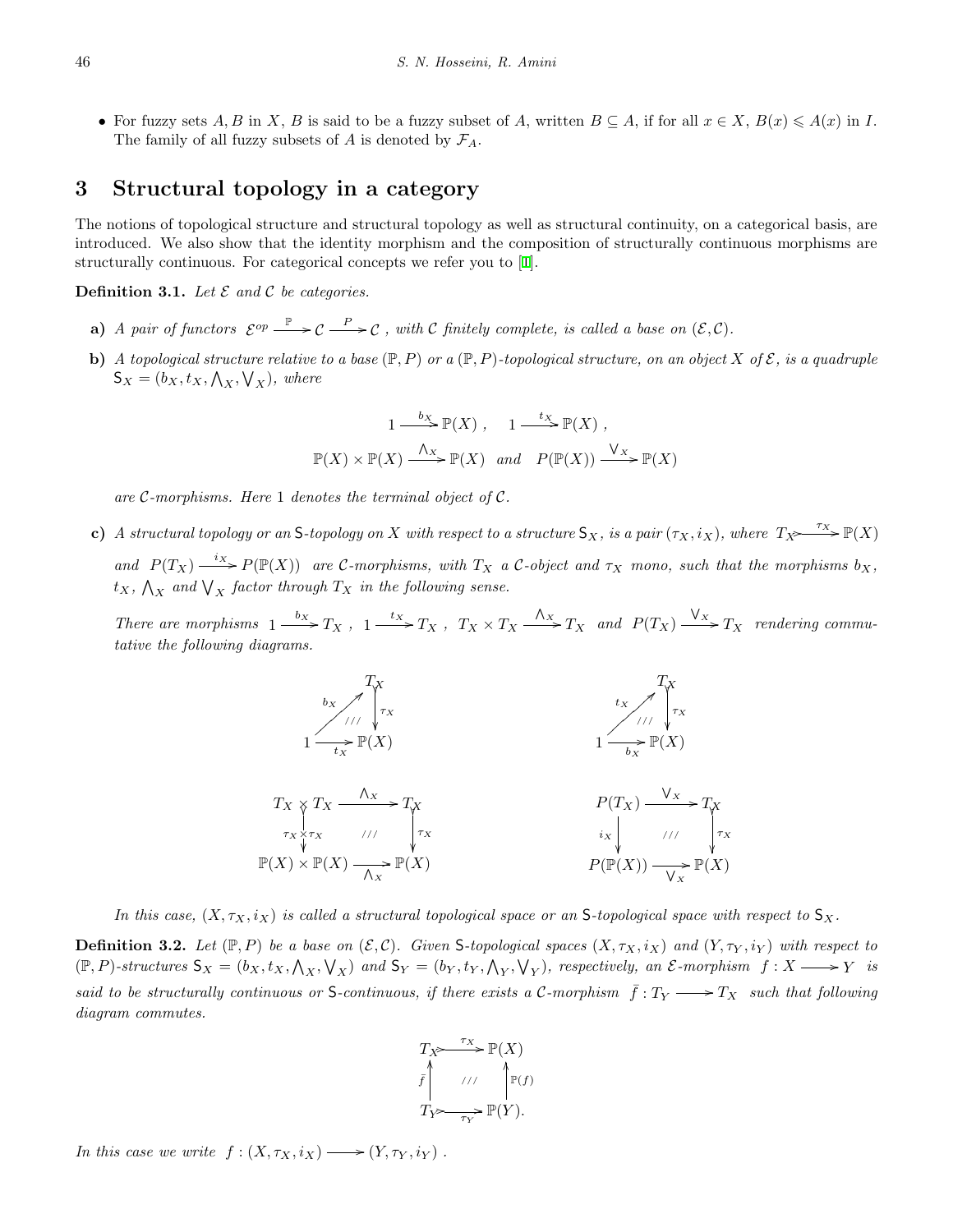- For fuzzy sets $A, B$ in $X$, $B$ is said to be a fuzzy subset of $A$, written $B \subseteq A$, if for all $x \in X$, $B(x) \leqslant A(x)$ in $I$. The family of all fuzzy subsets of $A$ is denoted by $\mathcal{F}_A$.

# 3 Structural topology in a category

The notions of topological structure and structural topology as well as structural continuity, on a categorical basis, are introduced. We also show that the identity morphism and the composition of structurally continuous morphisms are structurally continuous. For categorical concepts we refer you to [1].

**Definition 3.1.** *Let $\mathcal{E}$ and $\mathcal{C}$ be categories.*

**a)** *A pair of functors $\mathcal{E}^{op} \xrightarrow{\mathbb{P}} \mathcal{C} \xrightarrow{P} \mathcal{C}$, with $\mathcal{C}$ finitely complete, is called a base on $(\mathcal{E}, \mathcal{C})$.*

**b)** *A topological structure relative to a base $(\mathbb{P}, P)$ or a $(\mathbb{P}, P)$-topological structure, on an object $X$ of $\mathcal{E}$, is a quadruple $\mathsf{S}_X = (b_X, t_X, \bigwedge_X, \bigvee_X)$, where*

$$1 \xrightarrow{b_X} \mathbb{P}(X), \quad 1 \xrightarrow{t_X} \mathbb{P}(X),$$

$$\mathbb{P}(X) \times \mathbb{P}(X) \xrightarrow{\wedge_X} \mathbb{P}(X) \quad and \quad P(\mathbb{P}(X)) \xrightarrow{\vee_X} \mathbb{P}(X)$$

*are $\mathcal{C}$-morphisms. Here 1 denotes the terminal object of $\mathcal{C}$.*

**c)** *A structural topology or an $\mathsf{S}$-topology on $X$ with respect to a structure $\mathsf{S}_X$, is a pair $(\tau_X, i_X)$, where $T_X \xrightarrow{\tau_X} \mathbb{P}(X)$ and $P(T_X) \xrightarrow{i_X} P(\mathbb{P}(X))$ are $\mathcal{C}$-morphisms, with $T_X$ a $\mathcal{C}$-object and $\tau_X$ mono, such that the morphisms $b_X$, $t_X$, $\bigwedge_X$ and $\bigvee_X$ factor through $T_X$ in the following sense.*

*There are morphisms $1 \xrightarrow{b_X} T_X$, $1 \xrightarrow{t_X} T_X$, $T_X \times T_X \xrightarrow{\wedge_X} T_X$ and $P(T_X) \xrightarrow{\vee_X} T_X$ rendering commutative the following diagrams.*

$$\tau_X \circ b_X = b_X : 1 \to \mathbb{P}(X), \qquad \tau_X \circ t_X = t_X : 1 \to \mathbb{P}(X),$$

$$\tau_X \circ \wedge_X = \wedge_X \circ (\tau_X \times \tau_X) : T_X \times T_X \to \mathbb{P}(X), \qquad \tau_X \circ \vee_X = \vee_X \circ i_X : P(T_X) \to \mathbb{P}(X).$$

*In this case, $(X, \tau_X, i_X)$ is called a structural topological space or an $\mathsf{S}$-topological space with respect to $\mathsf{S}_X$.*

**Definition 3.2.** *Let $(\mathbb{P}, P)$ be a base on $(\mathcal{E}, \mathcal{C})$. Given $\mathsf{S}$-topological spaces $(X, \tau_X, i_X)$ and $(Y, \tau_Y, i_Y)$ with respect to $(\mathbb{P}, P)$-structures $\mathsf{S}_X = (b_X, t_X, \bigwedge_X, \bigvee_X)$ and $\mathsf{S}_Y = (b_Y, t_Y, \bigwedge_Y, \bigvee_Y)$, respectively, an $\mathcal{E}$-morphism $f : X \longrightarrow Y$ is said to be structurally continuous or $\mathsf{S}$-continuous, if there exists a $\mathcal{C}$-morphism $\bar{f} : T_Y \longrightarrow T_X$ such that following diagram commutes.*

$$\tau_X \circ \bar{f} = \mathbb{P}(f) \circ \tau_Y : T_Y \to \mathbb{P}(X).$$

*In this case we write $f : (X, \tau_X, i_X) \longrightarrow (Y, \tau_Y, i_Y)$.*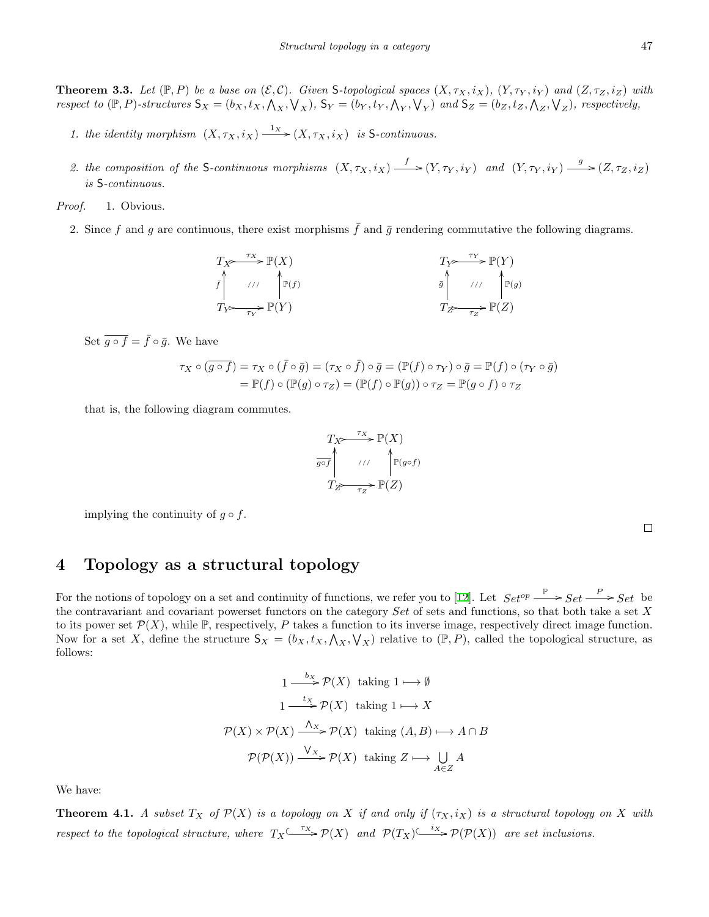**Theorem 3.3.** *Let $(\mathbb{P}, P)$ be a base on $(\mathcal{E}, \mathcal{C})$. Given* S*-topological spaces $(X, \tau_X, i_X)$, $(Y, \tau_Y, i_Y)$ and $(Z, \tau_Z, i_Z)$ with respect to $(\mathbb{P}, P)$-structures $\mathsf{S}_X = (b_X, t_X, \bigwedge_X, \bigvee_X)$, $\mathsf{S}_Y = (b_Y, t_Y, \bigwedge_Y, \bigvee_Y)$ and $\mathsf{S}_Z = (b_Z, t_Z, \bigwedge_Z, \bigvee_Z)$, respectively,*

1. *the identity morphism $(X, \tau_X, i_X) \xrightarrow{1_X} (X, \tau_X, i_X)$ is* S*-continuous.*
2. *the composition of the* S*-continuous morphisms $(X, \tau_X, i_X) \xrightarrow{f} (Y, \tau_Y, i_Y)$ and $(Y, \tau_Y, i_Y) \xrightarrow{g} (Z, \tau_Z, i_Z)$ is* S*-continuous.*

*Proof.* 1. Obvious.

2. Since $f$ and $g$ are continuous, there exist morphisms $\bar{f}$ and $\bar{g}$ rendering commutative the following diagrams.

$$\begin{array}{ccc} T_X & \xrightarrow{\tau_X} & \mathbb{P}(X) \\ \uparrow{\scriptstyle \bar{f}} & /// & \uparrow{\scriptstyle \mathbb{P}(f)} \\ T_Y & \xrightarrow[\tau_Y]{} & \mathbb{P}(Y) \end{array} \qquad\qquad \begin{array}{ccc} T_Y & \xrightarrow{\tau_Y} & \mathbb{P}(Y) \\ \uparrow{\scriptstyle \bar{g}} & /// & \uparrow{\scriptstyle \mathbb{P}(g)} \\ T_Z & \xrightarrow[\tau_Z]{} & \mathbb{P}(Z) \end{array}$$

Set $\overline{g \circ f} = \bar{f} \circ \bar{g}$. We have

$$\begin{aligned} \tau_X \circ (\overline{g \circ f}) = \tau_X \circ (\bar{f} \circ \bar{g}) &= (\tau_X \circ \bar{f}) \circ \bar{g} = (\mathbb{P}(f) \circ \tau_Y) \circ \bar{g} = \mathbb{P}(f) \circ (\tau_Y \circ \bar{g}) \\ &= \mathbb{P}(f) \circ (\mathbb{P}(g) \circ \tau_Z) = (\mathbb{P}(f) \circ \mathbb{P}(g)) \circ \tau_Z = \mathbb{P}(g \circ f) \circ \tau_Z \end{aligned}$$

that is, the following diagram commutes.

$$\begin{array}{ccc} T_X & \xrightarrow{\tau_X} & \mathbb{P}(X) \\ \uparrow{\scriptstyle \overline{g\circ f}} & /// & \uparrow{\scriptstyle \mathbb{P}(g\circ f)} \\ T_Z & \xrightarrow[\tau_Z]{} & \mathbb{P}(Z) \end{array}$$

implying the continuity of $g \circ f$.

□

# 4 Topology as a structural topology

For the notions of topology on a set and continuity of functions, we refer you to [12]. Let $Set^{op} \xrightarrow{\mathbb{P}} Set \xrightarrow{P} Set$ be the contravariant and covariant powerset functors on the category $Set$ of sets and functions, so that both take a set $X$ to its power set $\mathcal{P}(X)$, while $\mathbb{P}$, respectively, $P$ takes a function to its inverse image, respectively direct image function. Now for a set $X$, define the structure $\mathsf{S}_X = (b_X, t_X, \bigwedge_X, \bigvee_X)$ relative to $(\mathbb{P}, P)$, called the topological structure, as follows:

$$1 \xrightarrow{b_X} \mathcal{P}(X) \text{ taking } 1 \longmapsto \emptyset$$

$$1 \xrightarrow{t_X} \mathcal{P}(X) \text{ taking } 1 \longmapsto X$$

$$\mathcal{P}(X) \times \mathcal{P}(X) \xrightarrow{\bigwedge_X} \mathcal{P}(X) \text{ taking } (A, B) \longmapsto A \cap B$$

$$\mathcal{P}(\mathcal{P}(X)) \xrightarrow{\bigvee_X} \mathcal{P}(X) \text{ taking } Z \longmapsto \bigcup_{A \in Z} A$$

We have:

**Theorem 4.1.** *A subset $T_X$ of $\mathcal{P}(X)$ is a topology on $X$ if and only if $(\tau_X, i_X)$ is a structural topology on $X$ with respect to the topological structure, where $T_X \overset{\tau_X}{\hookrightarrow} \mathcal{P}(X)$ and $\mathcal{P}(T_X) \overset{i_X}{\hookrightarrow} \mathcal{P}(\mathcal{P}(X))$ are set inclusions.*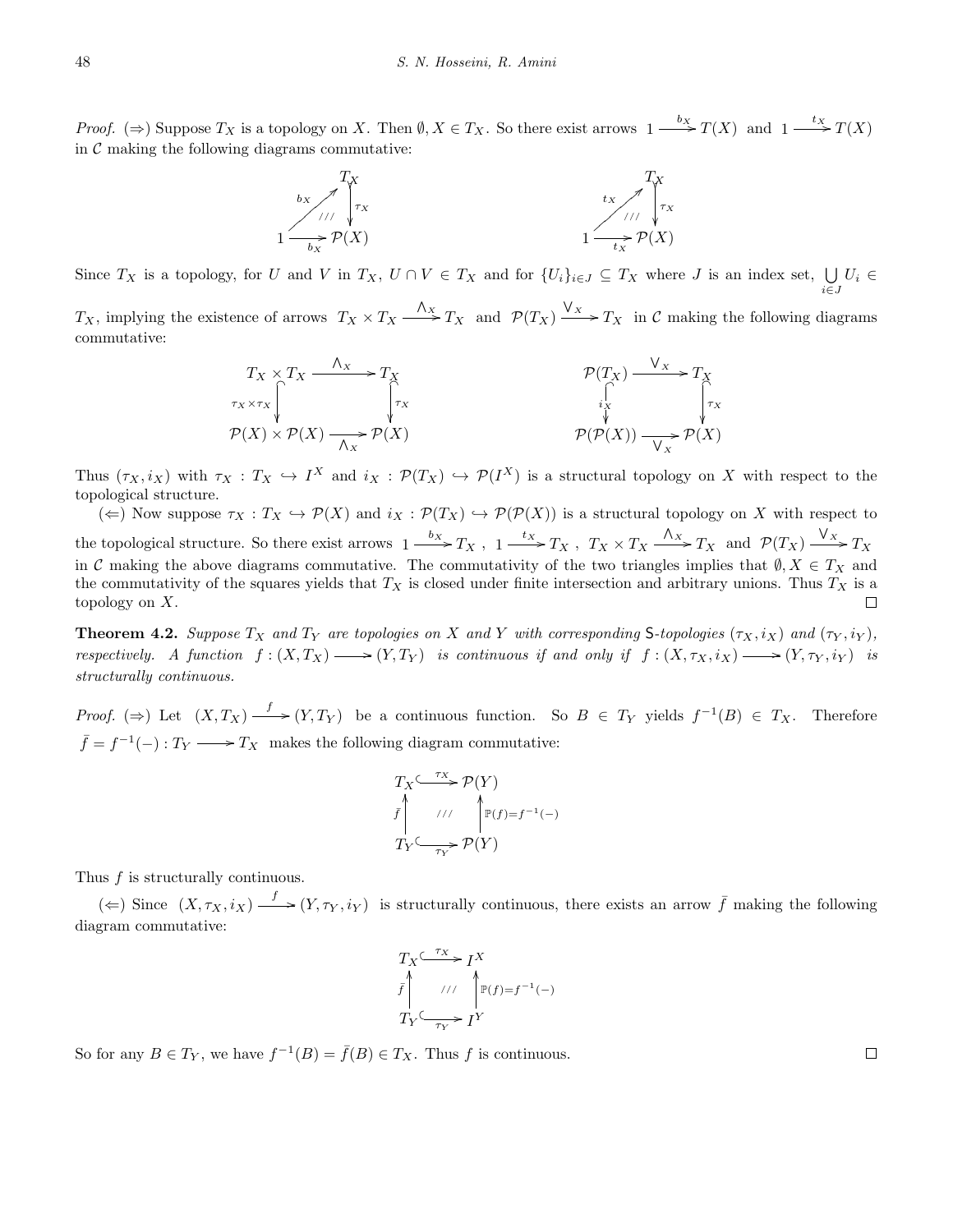*Proof.* ($\Rightarrow$) Suppose $T_X$ is a topology on $X$. Then $\emptyset, X \in T_X$. So there exist arrows $1 \xrightarrow{b_X} T(X)$ and $1 \xrightarrow{t_X} T(X)$ in $\mathcal{C}$ making the following diagrams commutative:

$$
\begin{array}{ccc}
 & & T_X \\
 & \overset{b_X}{\nearrow} & \downarrow \tau_X \\
1 & \xrightarrow[b_X]{} & \mathcal{P}(X)
\end{array}
\qquad\qquad
\begin{array}{ccc}
 & & T_X \\
 & \overset{t_X}{\nearrow} & \downarrow \tau_X \\
1 & \xrightarrow[t_X]{} & \mathcal{P}(X)
\end{array}
$$

Since $T_X$ is a topology, for $U$ and $V$ in $T_X$, $U \cap V \in T_X$ and for $\{U_i\}_{i\in J} \subseteq T_X$ where $J$ is an index set, $\bigcup_{i\in J} U_i \in T_X$, implying the existence of arrows $T_X \times T_X \xrightarrow{\wedge_X} T_X$ and $\mathcal{P}(T_X) \xrightarrow{\vee_X} T_X$ in $\mathcal{C}$ making the following diagrams commutative:

$$
\begin{array}{ccc}
T_X \times T_X & \xrightarrow{\wedge_X} & T_X \\
{\scriptstyle \tau_X\times\tau_X}\downarrow & & \downarrow{\scriptstyle \tau_X} \\
\mathcal{P}(X)\times\mathcal{P}(X) & \xrightarrow[\wedge_X]{} & \mathcal{P}(X)
\end{array}
\qquad\qquad
\begin{array}{ccc}
\mathcal{P}(T_X) & \xrightarrow{\vee_X} & T_X \\
{\scriptstyle i_X}\downarrow & & \downarrow{\scriptstyle \tau_X} \\
\mathcal{P}(\mathcal{P}(X)) & \xrightarrow[\vee_X]{} & \mathcal{P}(X)
\end{array}
$$

Thus $(\tau_X, i_X)$ with $\tau_X : T_X \hookrightarrow I^X$ and $i_X : \mathcal{P}(T_X) \hookrightarrow \mathcal{P}(I^X)$ is a structural topology on $X$ with respect to the topological structure.

($\Leftarrow$) Now suppose $\tau_X : T_X \hookrightarrow \mathcal{P}(X)$ and $i_X : \mathcal{P}(T_X) \hookrightarrow \mathcal{P}(\mathcal{P}(X))$ is a structural topology on $X$ with respect to the topological structure. So there exist arrows $1 \xrightarrow{b_X} T_X$, $1 \xrightarrow{t_X} T_X$, $T_X \times T_X \xrightarrow{\wedge_X} T_X$ and $\mathcal{P}(T_X) \xrightarrow{\vee_X} T_X$ in $\mathcal{C}$ making the above diagrams commutative. The commutativity of the two triangles implies that $\emptyset, X \in T_X$ and the commutativity of the squares yields that $T_X$ is closed under finite intersection and arbitrary unions. Thus $T_X$ is a topology on $X$. $\square$

**Theorem 4.2.** *Suppose $T_X$ and $T_Y$ are topologies on $X$ and $Y$ with corresponding* S*-topologies $(\tau_X, i_X)$ and $(\tau_Y, i_Y)$, respectively. A function $f : (X, T_X) \longrightarrow (Y, T_Y)$ is continuous if and only if $f : (X, \tau_X, i_X) \longrightarrow (Y, \tau_Y, i_Y)$ is structurally continuous.*

*Proof.* ($\Rightarrow$) Let $(X, T_X) \xrightarrow{f} (Y, T_Y)$ be a continuous function. So $B \in T_Y$ yields $f^{-1}(B) \in T_X$. Therefore $\bar{f} = f^{-1}(-) : T_Y \longrightarrow T_X$ makes the following diagram commutative:

$$
\begin{array}{ccc}
T_X & \xhookrightarrow{\tau_X} & \mathcal{P}(Y) \\
{\scriptstyle \bar{f}}\uparrow & /// & \uparrow{\scriptstyle \mathbb{P}(f)=f^{-1}(-)} \\
T_Y & \xhookrightarrow[\tau_Y]{} & \mathcal{P}(Y)
\end{array}
$$

Thus $f$ is structurally continuous.

($\Leftarrow$) Since $(X, \tau_X, i_X) \xrightarrow{f} (Y, \tau_Y, i_Y)$ is structurally continuous, there exists an arrow $\bar{f}$ making the following diagram commutative:

$$
\begin{array}{ccc}
T_X & \xhookrightarrow{\tau_X} & I^X \\
{\scriptstyle \bar{f}}\uparrow & /// & \uparrow{\scriptstyle \mathbb{P}(f)=f^{-1}(-)} \\
T_Y & \xhookrightarrow[\tau_Y]{} & I^Y
\end{array}
$$

So for any $B \in T_Y$, we have $f^{-1}(B) = \bar{f}(B) \in T_X$. Thus $f$ is continuous. $\square$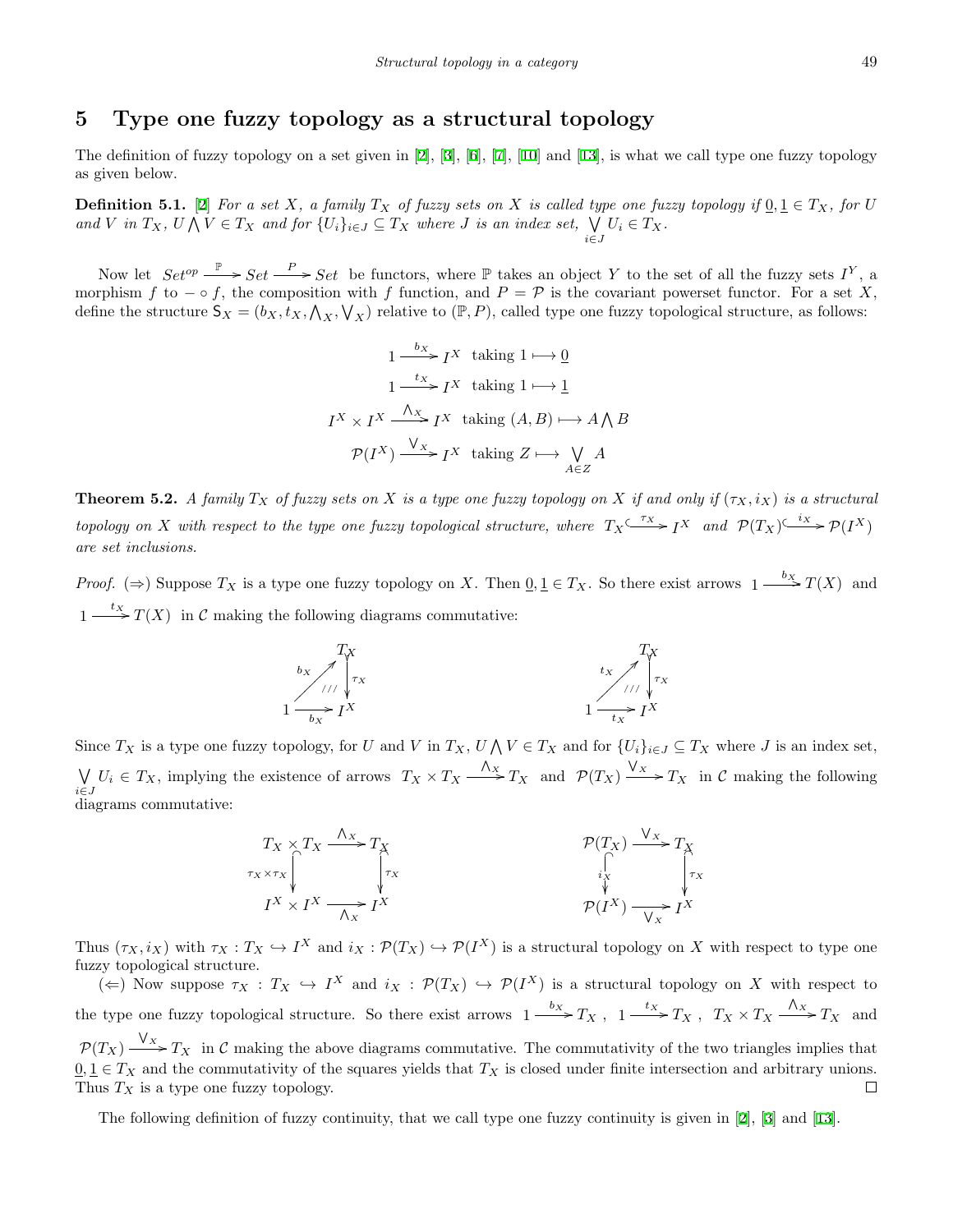## 5 Type one fuzzy topology as a structural topology

The definition of fuzzy topology on a set given in [2], [3], [6], [7], [10] and [13], is what we call type one fuzzy topology as given below.

**Definition 5.1.** [2] *For a set $X$, a family $T_X$ of fuzzy sets on $X$ is called type one fuzzy topology if $\underline{0}, \underline{1} \in T_X$, for $U$ and $V$ in $T_X$, $U \bigwedge V \in T_X$ and for $\{U_i\}_{i \in J} \subseteq T_X$ where $J$ is an index set, $\bigvee_{i \in J} U_i \in T_X$.*

Now let $Set^{op} \xrightarrow{\mathbb{P}} Set \xrightarrow{P} Set$ be functors, where $\mathbb{P}$ takes an object $Y$ to the set of all the fuzzy sets $I^Y$, a morphism $f$ to $- \circ f$, the composition with $f$ function, and $P = \mathcal{P}$ is the covariant powerset functor. For a set $X$, define the structure $\mathsf{S}_X = (b_X, t_X, \bigwedge_X, \bigvee_X)$ relative to $(\mathbb{P}, P)$, called type one fuzzy topological structure, as follows:

$$1 \xrightarrow{b_X} I^X \text{ taking } 1 \longmapsto \underline{0}$$

$$1 \xrightarrow{t_X} I^X \text{ taking } 1 \longmapsto \underline{1}$$

$$I^X \times I^X \xrightarrow{\bigwedge_X} I^X \text{ taking } (A, B) \longmapsto A \bigwedge B$$

$$\mathcal{P}(I^X) \xrightarrow{\bigvee_X} I^X \text{ taking } Z \longmapsto \bigvee_{A \in Z} A$$

**Theorem 5.2.** *A family $T_X$ of fuzzy sets on $X$ is a type one fuzzy topology on $X$ if and only if $(\tau_X, i_X)$ is a structural topology on $X$ with respect to the type one fuzzy topological structure, where $T_X \xhookrightarrow{\tau_X} I^X$ and $\mathcal{P}(T_X) \xhookrightarrow{i_X} \mathcal{P}(I^X)$ are set inclusions.*

*Proof.* ($\Rightarrow$) Suppose $T_X$ is a type one fuzzy topology on $X$. Then $\underline{0}, \underline{1} \in T_X$. So there exist arrows $1 \xrightarrow{b_X} T(X)$ and $1 \xrightarrow{t_X} T(X)$ in $\mathcal{C}$ making the following diagrams commutative:

$$\begin{array}{ccc} & & T_X \\ & \nearrow^{b_X} & \downarrow^{\tau_X} \\ 1 & \xrightarrow[b_X]{} & I^X \end{array} \qquad\qquad \begin{array}{ccc} & & T_X \\ & \nearrow^{t_X} & \downarrow^{\tau_X} \\ 1 & \xrightarrow[t_X]{} & I^X \end{array}$$

Since $T_X$ is a type one fuzzy topology, for $U$ and $V$ in $T_X$, $U \bigwedge V \in T_X$ and for $\{U_i\}_{i \in J} \subseteq T_X$ where $J$ is an index set, $\bigvee_{i \in J} U_i \in T_X$, implying the existence of arrows $T_X \times T_X \xrightarrow{\bigwedge_X} T_X$ and $\mathcal{P}(T_X) \xrightarrow{\bigvee_X} T_X$ in $\mathcal{C}$ making the following diagrams commutative:

$$\begin{array}{ccc} T_X \times T_X & \xrightarrow{\bigwedge_X} & T_X \\ \downarrow^{\tau_X \times \tau_X} & & \downarrow^{\tau_X} \\ I^X \times I^X & \xrightarrow[\bigwedge_X]{} & I^X \end{array} \qquad\qquad \begin{array}{ccc} \mathcal{P}(T_X) & \xrightarrow{\bigvee_X} & T_X \\ \downarrow^{i_X} & & \downarrow^{\tau_X} \\ \mathcal{P}(I^X) & \xrightarrow[\bigvee_X]{} & I^X \end{array}$$

Thus $(\tau_X, i_X)$ with $\tau_X : T_X \hookrightarrow I^X$ and $i_X : \mathcal{P}(T_X) \hookrightarrow \mathcal{P}(I^X)$ is a structural topology on $X$ with respect to type one fuzzy topological structure.

($\Leftarrow$) Now suppose $\tau_X : T_X \hookrightarrow I^X$ and $i_X : \mathcal{P}(T_X) \hookrightarrow \mathcal{P}(I^X)$ is a structural topology on $X$ with respect to the type one fuzzy topological structure. So there exist arrows $1 \xrightarrow{b_X} T_X$, $1 \xrightarrow{t_X} T_X$, $T_X \times T_X \xrightarrow{\bigwedge_X} T_X$ and $\mathcal{P}(T_X) \xrightarrow{\bigvee_X} T_X$ in $\mathcal{C}$ making the above diagrams commutative. The commutativity of the two triangles implies that $\underline{0}, \underline{1} \in T_X$ and the commutativity of the squares yields that $T_X$ is closed under finite intersection and arbitrary unions. Thus $T_X$ is a type one fuzzy topology. $\square$

The following definition of fuzzy continuity, that we call type one fuzzy continuity is given in [2], [3] and [13].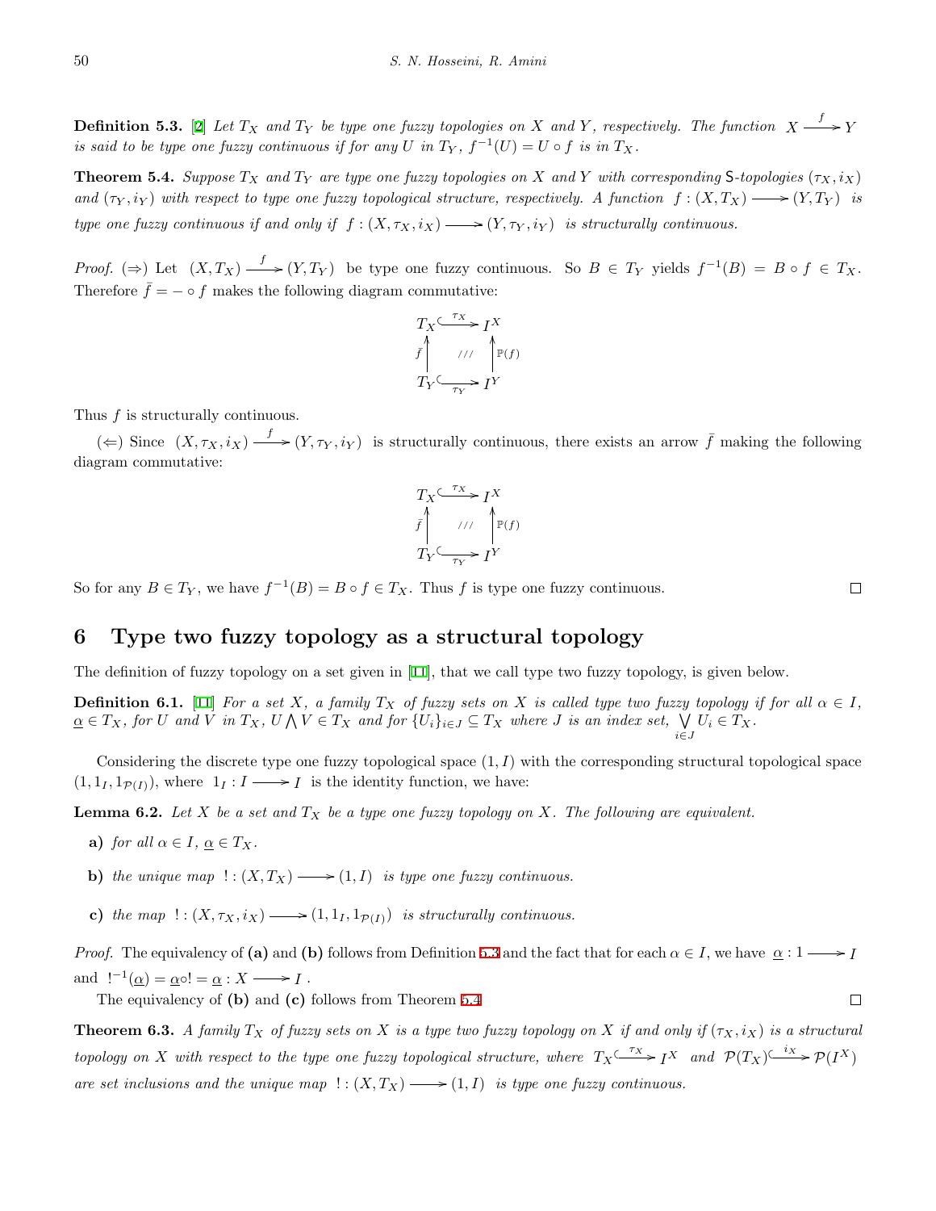**Definition 5.3.** [2] *Let $T_X$ and $T_Y$ be type one fuzzy topologies on $X$ and $Y$, respectively. The function $X \xrightarrow{f} Y$ is said to be type one fuzzy continuous if for any $U$ in $T_Y$, $f^{-1}(U) = U \circ f$ is in $T_X$.*

**Theorem 5.4.** *Suppose $T_X$ and $T_Y$ are type one fuzzy topologies on $X$ and $Y$ with corresponding $\mathsf{S}$-topologies $(\tau_X, i_X)$ and $(\tau_Y, i_Y)$ with respect to type one fuzzy topological structure, respectively. A function $f : (X, T_X) \longrightarrow (Y, T_Y)$ is type one fuzzy continuous if and only if $f : (X, \tau_X, i_X) \longrightarrow (Y, \tau_Y, i_Y)$ is structurally continuous.*

*Proof.* $(\Rightarrow)$ Let $(X, T_X) \xrightarrow{f} (Y, T_Y)$ be type one fuzzy continuous. So $B \in T_Y$ yields $f^{-1}(B) = B \circ f \in T_X$. Therefore $\bar{f} = - \circ f$ makes the following diagram commutative:

$$\begin{array}{ccc} T_X & \overset{\tau_X}{\hookrightarrow} & I^X \\ {\scriptstyle \bar{f}} \uparrow & /// & \uparrow {\scriptstyle \mathbb{P}(f)} \\ T_Y & \underset{\tau_Y}{\hookrightarrow} & I^Y \end{array}$$

Thus $f$ is structurally continuous.

$(\Leftarrow)$ Since $(X, \tau_X, i_X) \xrightarrow{f} (Y, \tau_Y, i_Y)$ is structurally continuous, there exists an arrow $\bar{f}$ making the following diagram commutative:

$$\begin{array}{ccc} T_X & \overset{\tau_X}{\hookrightarrow} & I^X \\ {\scriptstyle \bar{f}} \uparrow & /// & \uparrow {\scriptstyle \mathbb{P}(f)} \\ T_Y & \underset{\tau_Y}{\hookrightarrow} & I^Y \end{array}$$

So for any $B \in T_Y$, we have $f^{-1}(B) = B \circ f \in T_X$. Thus $f$ is type one fuzzy continuous. □

## 6 Type two fuzzy topology as a structural topology

The definition of fuzzy topology on a set given in [11], that we call type two fuzzy topology, is given below.

**Definition 6.1.** [11] *For a set $X$, a family $T_X$ of fuzzy sets on $X$ is called type two fuzzy topology if for all $\alpha \in I$, $\underline{\alpha} \in T_X$, for $U$ and $V$ in $T_X$, $U \bigwedge V \in T_X$ and for $\{U_i\}_{i \in J} \subseteq T_X$ where $J$ is an index set, $\bigvee_{i \in J} U_i \in T_X$.*

Considering the discrete type one fuzzy topological space $(1, I)$ with the corresponding structural topological space $(1, 1_I, 1_{\mathcal{P}(I)})$, where $1_I : I \longrightarrow I$ is the identity function, we have:

**Lemma 6.2.** *Let $X$ be a set and $T_X$ be a type one fuzzy topology on $X$. The following are equivalent.*

- **a)** *for all $\alpha \in I$, $\underline{\alpha} \in T_X$.*
- **b)** *the unique map $! : (X, T_X) \longrightarrow (1, I)$ is type one fuzzy continuous.*
- **c)** *the map $! : (X, \tau_X, i_X) \longrightarrow (1, 1_I, 1_{\mathcal{P}(I)})$ is structurally continuous.*

*Proof.* The equivalency of **(a)** and **(b)** follows from Definition 5.3 and the fact that for each $\alpha \in I$, we have $\underline{\alpha} : 1 \longrightarrow I$ and $!^{-1}(\underline{\alpha}) = \underline{\alpha} \circ ! = \underline{\alpha} : X \longrightarrow I$.

The equivalency of **(b)** and **(c)** follows from Theorem 5.4. □

**Theorem 6.3.** *A family $T_X$ of fuzzy sets on $X$ is a type two fuzzy topology on $X$ if and only if $(\tau_X, i_X)$ is a structural topology on $X$ with respect to the type one fuzzy topological structure, where $T_X \overset{\tau_X}{\hookrightarrow} I^X$ and $\mathcal{P}(T_X) \overset{i_X}{\hookrightarrow} \mathcal{P}(I^X)$ are set inclusions and the unique map $! : (X, T_X) \longrightarrow (1, I)$ is type one fuzzy continuous.*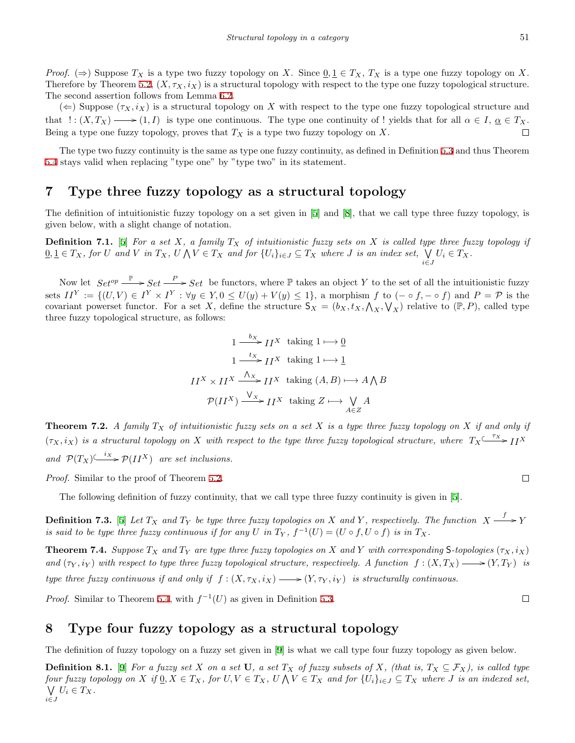*Proof.* ($\Rightarrow$) Suppose $T_X$ is a type two fuzzy topology on $X$. Since $\underline{0}, \underline{1} \in T_X$, $T_X$ is a type one fuzzy topology on $X$. Therefore by Theorem 5.2, $(X, \tau_X, i_X)$ is a structural topology with respect to the type one fuzzy topological structure. The second assertion follows from Lemma 6.2.

($\Leftarrow$) Suppose $(\tau_X, i_X)$ is a structural topology on $X$ with respect to the type one fuzzy topological structure and that $\,! : (X, T_X) \longrightarrow (1, I)\,$ is type one continuous. The type one continuity of ! yields that for all $\alpha \in I$, $\underline{\alpha} \in T_X$. Being a type one fuzzy topology, proves that $T_X$ is a type two fuzzy topology on $X$. $\square$

The type two fuzzy continuity is the same as type one fuzzy continuity, as defined in Definition 5.3 and thus Theorem 5.4 stays valid when replacing "type one" by "type two" in its statement.

## 7 Type three fuzzy topology as a structural topology

The definition of intuitionistic fuzzy topology on a set given in [5] and [8], that we call type three fuzzy topology, is given below, with a slight change of notation.

**Definition 7.1.** [5] *For a set $X$, a family $T_X$ of intuitionistic fuzzy sets on $X$ is called type three fuzzy topology if $\underline{0}, \underline{1} \in T_X$, for $U$ and $V$ in $T_X$, $U \bigwedge V \in T_X$ and for $\{U_i\}_{i\in J} \subseteq T_X$ where $J$ is an index set, $\bigvee\limits_{i\in J} U_i \in T_X$.*

Now let $\,Set^{op} \xrightarrow{\ \mathbb{P}\ } Set \xrightarrow{\ P\ } Set\,$ be functors, where $\mathbb{P}$ takes an object $Y$ to the set of all the intuitionistic fuzzy sets $II^Y := \{(U, V) \in I^Y \times I^Y : \forall y \in Y, 0 \le U(y) + V(y) \le 1\}$, a morphism $f$ to $(- \circ f, - \circ f)$ and $P = \mathcal{P}$ is the covariant powerset functor. For a set $X$, define the structure $\mathsf{S}_X = (b_X, t_X, \bigwedge_X, \bigvee_X)$ relative to $(\mathbb{P}, P)$, called type three fuzzy topological structure, as follows:

$$1 \xrightarrow{\ b_X\ } II^X \ \text{ taking } 1 \longmapsto \underline{0}$$

$$1 \xrightarrow{\ t_X\ } II^X \ \text{ taking } 1 \longmapsto \underline{1}$$

$$II^X \times II^X \xrightarrow{\ \bigwedge_X\ } II^X \ \text{ taking } (A, B) \longmapsto A \bigwedge B$$

$$\mathcal{P}(II^X) \xrightarrow{\ \bigvee_X\ } II^X \ \text{ taking } Z \longmapsto \bigvee_{A\in Z} A$$

**Theorem 7.2.** *A family $T_X$ of intuitionistic fuzzy sets on a set $X$ is a type three fuzzy topology on $X$ if and only if $(\tau_X, i_X)$ is a structural topology on $X$ with respect to the type three fuzzy topological structure, where $T_X \overset{\tau_X}{\hookrightarrow} II^X$ and $\mathcal{P}(T_X) \overset{i_X}{\hookrightarrow} \mathcal{P}(II^X)$ are set inclusions.*

*Proof.* Similar to the proof of Theorem 5.2. $\square$

The following definition of fuzzy continuity, that we call type three fuzzy continuity is given in [5].

**Definition 7.3.** [5] *Let $T_X$ and $T_Y$ be type three fuzzy topologies on $X$ and $Y$, respectively. The function $\,X \xrightarrow{\ f\ } Y\,$ is said to be type three fuzzy continuous if for any $U$ in $T_Y$, $f^{-1}(U) = (U \circ f, U \circ f)$ is in $T_X$.*

**Theorem 7.4.** *Suppose $T_X$ and $T_Y$ are type three fuzzy topologies on $X$ and $Y$ with corresponding $\mathsf{S}$-topologies $(\tau_X, i_X)$ and $(\tau_Y, i_Y)$ with respect to type three fuzzy topological structure, respectively. A function $\,f : (X, T_X) \longrightarrow (Y, T_Y)\,$ is type three fuzzy continuous if and only if $\,f : (X, \tau_X, i_X) \longrightarrow (Y, \tau_Y, i_Y)\,$ is structurally continuous.*

*Proof.* Similar to Theorem 5.4, with $f^{-1}(U)$ as given in Definition 5.3. $\square$

## 8 Type four fuzzy topology as a structural topology

The definition of fuzzy topology on a fuzzy set given in [9] is what we call type four fuzzy topology as given below.

**Definition 8.1.** [9] *For a fuzzy set $X$ on a set $\mathbf{U}$, a set $T_X$ of fuzzy subsets of $X$, (that is, $T_X \subseteq \mathcal{F}_X$), is called type four fuzzy topology on $X$ if $\underline{0}, X \in T_X$, for $U, V \in T_X$, $U \bigwedge V \in T_X$ and for $\{U_i\}_{i\in J} \subseteq T_X$ where $J$ is an indexed set, $\bigvee\limits_{i\in J} U_i \in T_X$.*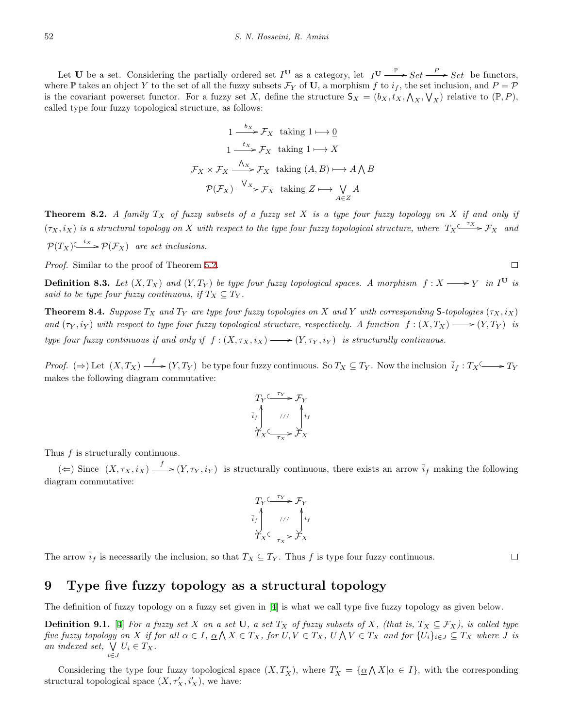Let $\mathbf{U}$ be a set. Considering the partially ordered set $I^{\mathbf{U}}$ as a category, let $I^{\mathbf{U}} \xrightarrow{\mathbb{P}} Set \xrightarrow{P} Set$ be functors, where $\mathbb{P}$ takes an object $Y$ to the set of all the fuzzy subsets $\mathcal{F}_Y$ of $\mathbf{U}$, a morphism $f$ to $i_f$, the set inclusion, and $P = \mathcal{P}$ is the covariant powerset functor. For a fuzzy set $X$, define the structure $\mathsf{S}_X = (b_X, t_X, \bigwedge_X, \bigvee_X)$ relative to $(\mathbb{P}, P)$, called type four fuzzy topological structure, as follows:

$$1 \xrightarrow{b_X} \mathcal{F}_X \text{ taking } 1 \longmapsto \underline{0}$$

$$1 \xrightarrow{t_X} \mathcal{F}_X \text{ taking } 1 \longmapsto X$$

$$\mathcal{F}_X \times \mathcal{F}_X \xrightarrow{\bigwedge_X} \mathcal{F}_X \text{ taking } (A, B) \longmapsto A \bigwedge B$$

$$\mathcal{P}(\mathcal{F}_X) \xrightarrow{\bigvee_X} \mathcal{F}_X \text{ taking } Z \longmapsto \bigvee_{A \in Z} A$$

**Theorem 8.2.** *A family $T_X$ of fuzzy subsets of a fuzzy set $X$ is a type four fuzzy topology on $X$ if and only if $(\tau_X, i_X)$ is a structural topology on $X$ with respect to the type four fuzzy topological structure, where $T_X \overset{\tau_X}{\hookrightarrow} \mathcal{F}_X$ and $\mathcal{P}(T_X) \overset{i_X}{\hookrightarrow} \mathcal{P}(\mathcal{F}_X)$ are set inclusions.*

*Proof.* Similar to the proof of Theorem 5.2. $\square$

**Definition 8.3.** *Let $(X, T_X)$ and $(Y, T_Y)$ be type four fuzzy topological spaces. A morphism $f : X \longrightarrow Y$ in $I^{\mathbf{U}}$ is said to be type four fuzzy continuous, if $T_X \subseteq T_Y$.*

**Theorem 8.4.** *Suppose $T_X$ and $T_Y$ are type four fuzzy topologies on $X$ and $Y$ with corresponding $\mathsf{S}$-topologies $(\tau_X, i_X)$ and $(\tau_Y, i_Y)$ with respect to type four fuzzy topological structure, respectively. A function $f : (X, T_X) \longrightarrow (Y, T_Y)$ is type four fuzzy continuous if and only if $f : (X, \tau_X, i_X) \longrightarrow (Y, \tau_Y, i_Y)$ is structurally continuous.*

*Proof.* $(\Rightarrow)$ Let $(X, T_X) \xrightarrow{f} (Y, T_Y)$ be type four fuzzy continuous. So $T_X \subseteq T_Y$. Now the inclusion $\bar{i}_f : T_X \hookrightarrow T_Y$ makes the following diagram commutative:

$$\begin{array}{ccc} T_Y & \overset{\tau_Y}{\hookrightarrow} & \mathcal{F}_Y \\ \bar{i}_f \uparrow & /// & \uparrow i_f \\ T_X & \overset{\tau_X}{\hookrightarrow} & \mathcal{F}_X \end{array}$$

Thus $f$ is structurally continuous.

$(\Leftarrow)$ Since $(X, \tau_X, i_X) \xrightarrow{f} (Y, \tau_Y, i_Y)$ is structurally continuous, there exists an arrow $\bar{i}_f$ making the following diagram commutative:

$$\begin{array}{ccc} T_Y & \overset{\tau_Y}{\hookrightarrow} & \mathcal{F}_Y \\ \bar{i}_f \uparrow & /// & \uparrow i_f \\ T_X & \overset{\tau_X}{\hookrightarrow} & \mathcal{F}_X \end{array}$$

The arrow $\bar{i}_f$ is necessarily the inclusion, so that $T_X \subseteq T_Y$. Thus $f$ is type four fuzzy continuous. $\square$

## 9 Type five fuzzy topology as a structural topology

The definition of fuzzy topology on a fuzzy set given in [4] is what we call type five fuzzy topology as given below.

**Definition 9.1.** [4] *For a fuzzy set $X$ on a set $\mathbf{U}$, a set $T_X$ of fuzzy subsets of $X$, (that is, $T_X \subseteq \mathcal{F}_X$), is called type five fuzzy topology on $X$ if for all $\alpha \in I$, $\underline{\alpha} \bigwedge X \in T_X$, for $U, V \in T_X$, $U \bigwedge V \in T_X$ and for $\{U_i\}_{i \in J} \subseteq T_X$ where $J$ is an indexed set, $\bigvee_{i \in J} U_i \in T_X$.*

Considering the type four fuzzy topological space $(X, T'_X)$, where $T'_X = \{\underline{\alpha} \bigwedge X | \alpha \in I\}$, with the corresponding structural topological space $(X, \tau'_X, i'_X)$, we have: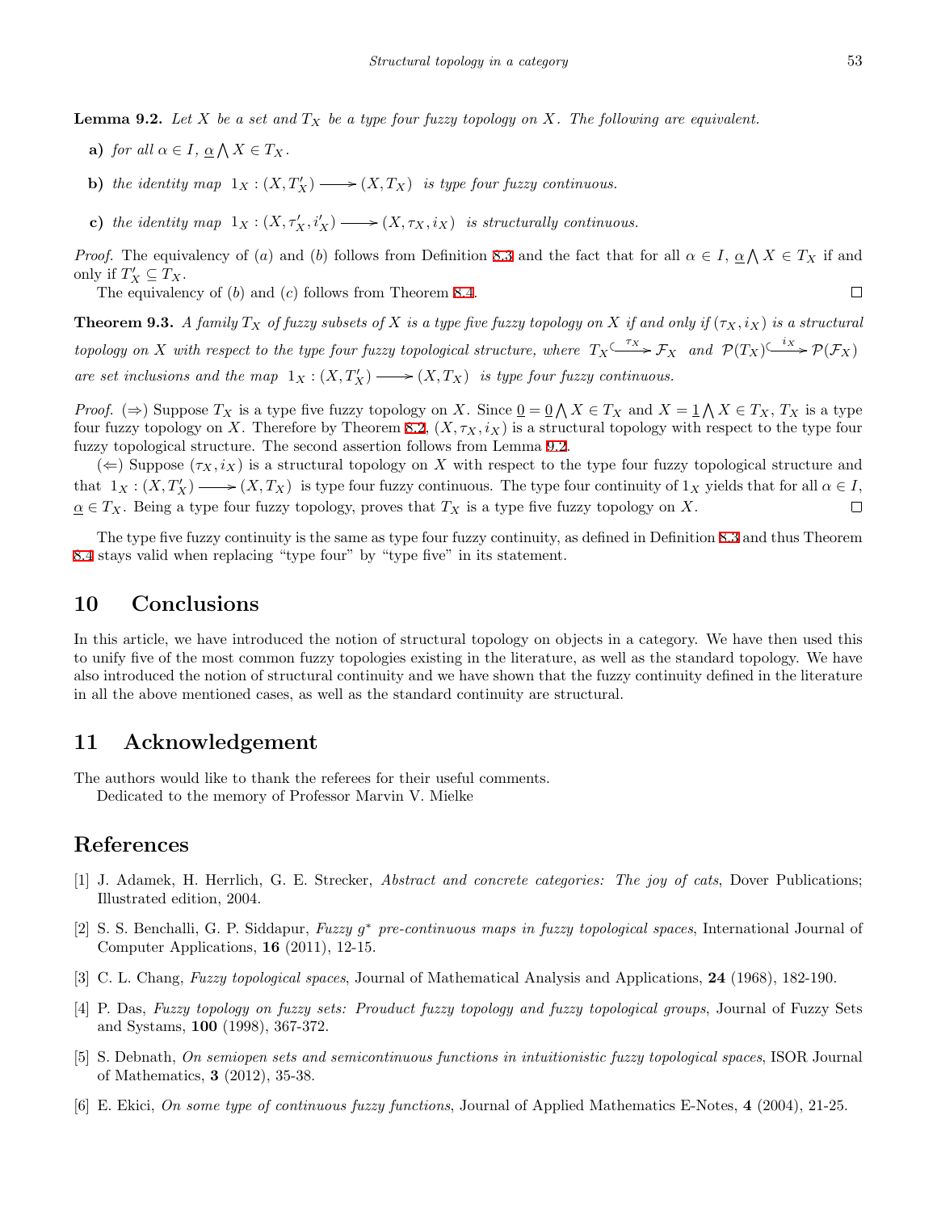**Lemma 9.2.** *Let $X$ be a set and $T_X$ be a type four fuzzy topology on $X$. The following are equivalent.*

- **a)** *for all $\alpha \in I$, $\underline{\alpha} \bigwedge X \in T_X$.*
- **b)** *the identity map $1_X : (X, T'_X) \longrightarrow (X, T_X)$ is type four fuzzy continuous.*
- **c)** *the identity map $1_X : (X, \tau'_X, i'_X) \longrightarrow (X, \tau_X, i_X)$ is structurally continuous.*

*Proof.* The equivalency of $(a)$ and $(b)$ follows from Definition 8.3 and the fact that for all $\alpha \in I$, $\underline{\alpha} \bigwedge X \in T_X$ if and only if $T'_X \subseteq T_X$.

The equivalency of $(b)$ and $(c)$ follows from Theorem 8.4. $\square$

**Theorem 9.3.** *A family $T_X$ of fuzzy subsets of $X$ is a type five fuzzy topology on $X$ if and only if $(\tau_X, i_X)$ is a structural topology on $X$ with respect to the type four fuzzy topological structure, where $T_X \overset{\tau_X}{\hookrightarrow} \mathcal{F}_X$ and $\mathcal{P}(T_X) \overset{i_X}{\hookrightarrow} \mathcal{P}(\mathcal{F}_X)$ are set inclusions and the map $1_X : (X, T'_X) \longrightarrow (X, T_X)$ is type four fuzzy continuous.*

*Proof.* $(\Rightarrow)$ Suppose $T_X$ is a type five fuzzy topology on $X$. Since $\underline{0} = \underline{0} \bigwedge X \in T_X$ and $X = \underline{1} \bigwedge X \in T_X$, $T_X$ is a type four fuzzy topology on $X$. Therefore by Theorem 8.2, $(X, \tau_X, i_X)$ is a structural topology with respect to the type four fuzzy topological structure. The second assertion follows from Lemma 9.2.

$(\Leftarrow)$ Suppose $(\tau_X, i_X)$ is a structural topology on $X$ with respect to the type four fuzzy topological structure and that $1_X : (X, T'_X) \longrightarrow (X, T_X)$ is type four fuzzy continuous. The type four continuity of $1_X$ yields that for all $\alpha \in I$, $\underline{\alpha} \in T_X$. Being a type four fuzzy topology, proves that $T_X$ is a type five fuzzy topology on $X$. $\square$

The type five fuzzy continuity is the same as type four fuzzy continuity, as defined in Definition 8.3 and thus Theorem 8.4 stays valid when replacing "type four" by "type five" in its statement.

## 10 Conclusions

In this article, we have introduced the notion of structural topology on objects in a category. We have then used this to unify five of the most common fuzzy topologies existing in the literature, as well as the standard topology. We have also introduced the notion of structural continuity and we have shown that the fuzzy continuity defined in the literature in all the above mentioned cases, as well as the standard continuity are structural.

## 11 Acknowledgement

The authors would like to thank the referees for their useful comments.

Dedicated to the memory of Professor Marvin V. Mielke

## References

[1] J. Adamek, H. Herrlich, G. E. Strecker, *Abstract and concrete categories: The joy of cats*, Dover Publications; Illustrated edition, 2004.

[2] S. S. Benchalli, G. P. Siddapur, *Fuzzy $g^*$ pre-continuous maps in fuzzy topological spaces*, International Journal of Computer Applications, **16** (2011), 12-15.

[3] C. L. Chang, *Fuzzy topological spaces*, Journal of Mathematical Analysis and Applications, **24** (1968), 182-190.

[4] P. Das, *Fuzzy topology on fuzzy sets: Prouduct fuzzy topology and fuzzy topological groups*, Journal of Fuzzy Sets and Systams, **100** (1998), 367-372.

[5] S. Debnath, *On semiopen sets and semicontinuous functions in intuitionistic fuzzy topological spaces*, ISOR Journal of Mathematics, **3** (2012), 35-38.

[6] E. Ekici, *On some type of continuous fuzzy functions*, Journal of Applied Mathematics E-Notes, **4** (2004), 21-25.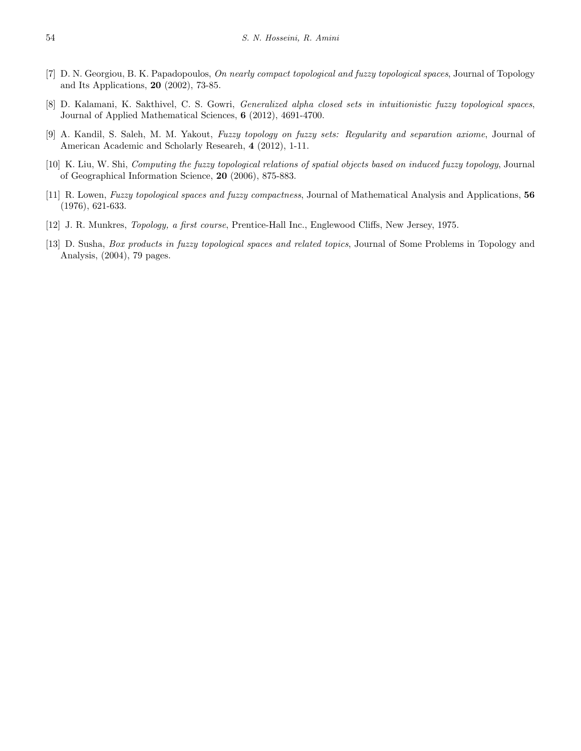[7] D. N. Georgiou, B. K. Papadopoulos, *On nearly compact topological and fuzzy topological spaces*, Journal of Topology and Its Applications, **20** (2002), 73-85.

[8] D. Kalamani, K. Sakthivel, C. S. Gowri, *Generalized alpha closed sets in intuitionistic fuzzy topological spaces*, Journal of Applied Mathematical Sciences, **6** (2012), 4691-4700.

[9] A. Kandil, S. Saleh, M. M. Yakout, *Fuzzy topology on fuzzy sets: Regularity and separation axiome*, Journal of American Academic and Scholarly Researeh, **4** (2012), 1-11.

[10] K. Liu, W. Shi, *Computing the fuzzy topological relations of spatial objects based on induced fuzzy topology*, Journal of Geographical Information Science, **20** (2006), 875-883.

[11] R. Lowen, *Fuzzy topological spaces and fuzzy compactness*, Journal of Mathematical Analysis and Applications, **56** (1976), 621-633.

[12] J. R. Munkres, *Topology, a first course*, Prentice-Hall Inc., Englewood Cliffs, New Jersey, 1975.

[13] D. Susha, *Box products in fuzzy topological spaces and related topics*, Journal of Some Problems in Topology and Analysis, (2004), 79 pages.